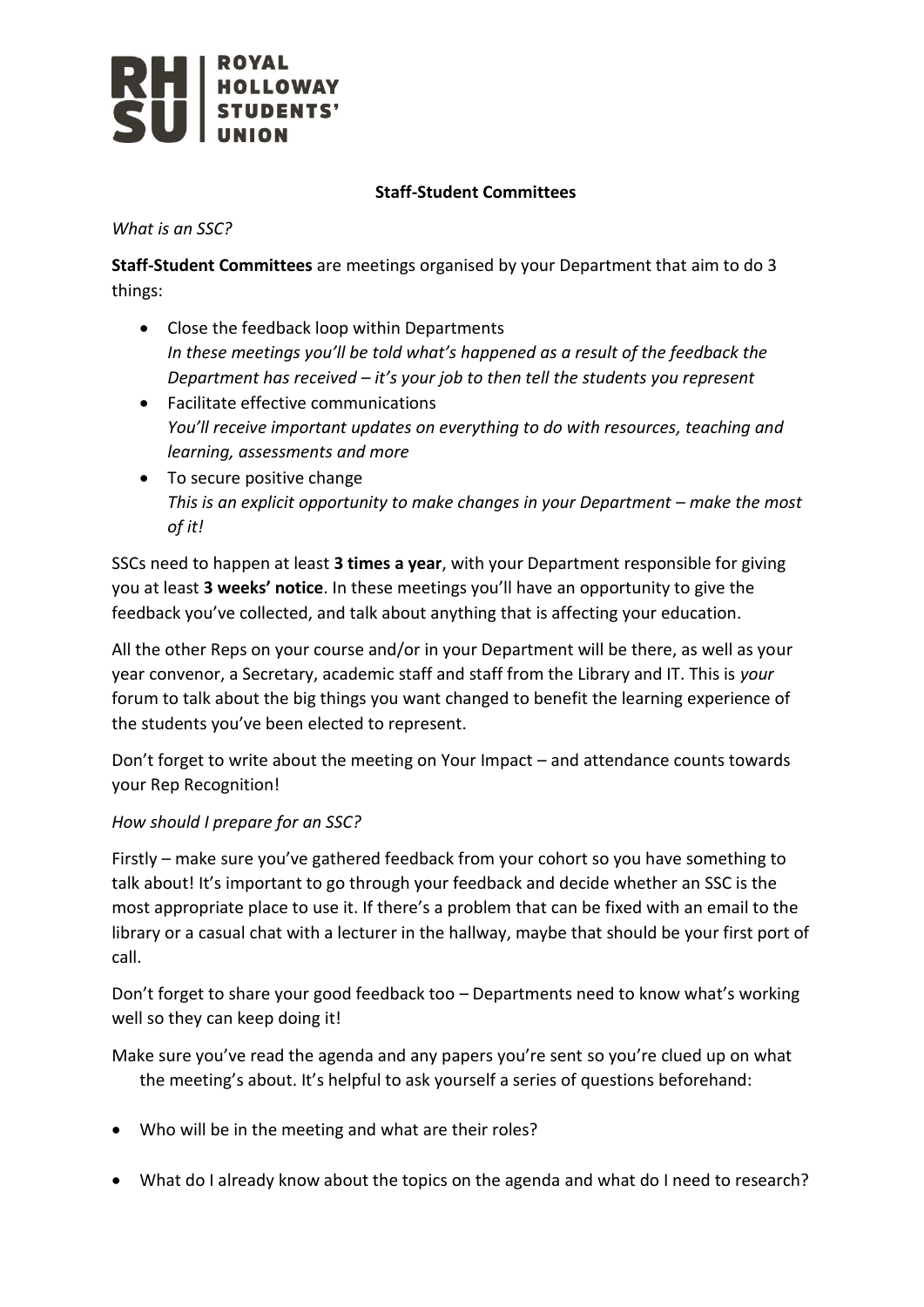**Staff-Student Committees**

*What is an SSC?*

**Staff-Student Committees** are meetings organised by your Department that aim to do 3 things:

- Close the feedback loop within Departments
  *In these meetings you'll be told what's happened as a result of the feedback the Department has received – it's your job to then tell the students you represent*
- Facilitate effective communications
  *You'll receive important updates on everything to do with resources, teaching and learning, assessments and more*
- To secure positive change
  *This is an explicit opportunity to make changes in your Department – make the most of it!*

SSCs need to happen at least **3 times a year**, with your Department responsible for giving you at least **3 weeks' notice**. In these meetings you'll have an opportunity to give the feedback you've collected, and talk about anything that is affecting your education.

All the other Reps on your course and/or in your Department will be there, as well as your year convenor, a Secretary, academic staff and staff from the Library and IT. This is *your* forum to talk about the big things you want changed to benefit the learning experience of the students you've been elected to represent.

Don't forget to write about the meeting on Your Impact – and attendance counts towards your Rep Recognition!

*How should I prepare for an SSC?*

Firstly – make sure you've gathered feedback from your cohort so you have something to talk about! It's important to go through your feedback and decide whether an SSC is the most appropriate place to use it. If there's a problem that can be fixed with an email to the library or a casual chat with a lecturer in the hallway, maybe that should be your first port of call.

Don't forget to share your good feedback too – Departments need to know what's working well so they can keep doing it!

Make sure you've read the agenda and any papers you're sent so you're clued up on what the meeting's about. It's helpful to ask yourself a series of questions beforehand:

- Who will be in the meeting and what are their roles?
- What do I already know about the topics on the agenda and what do I need to research?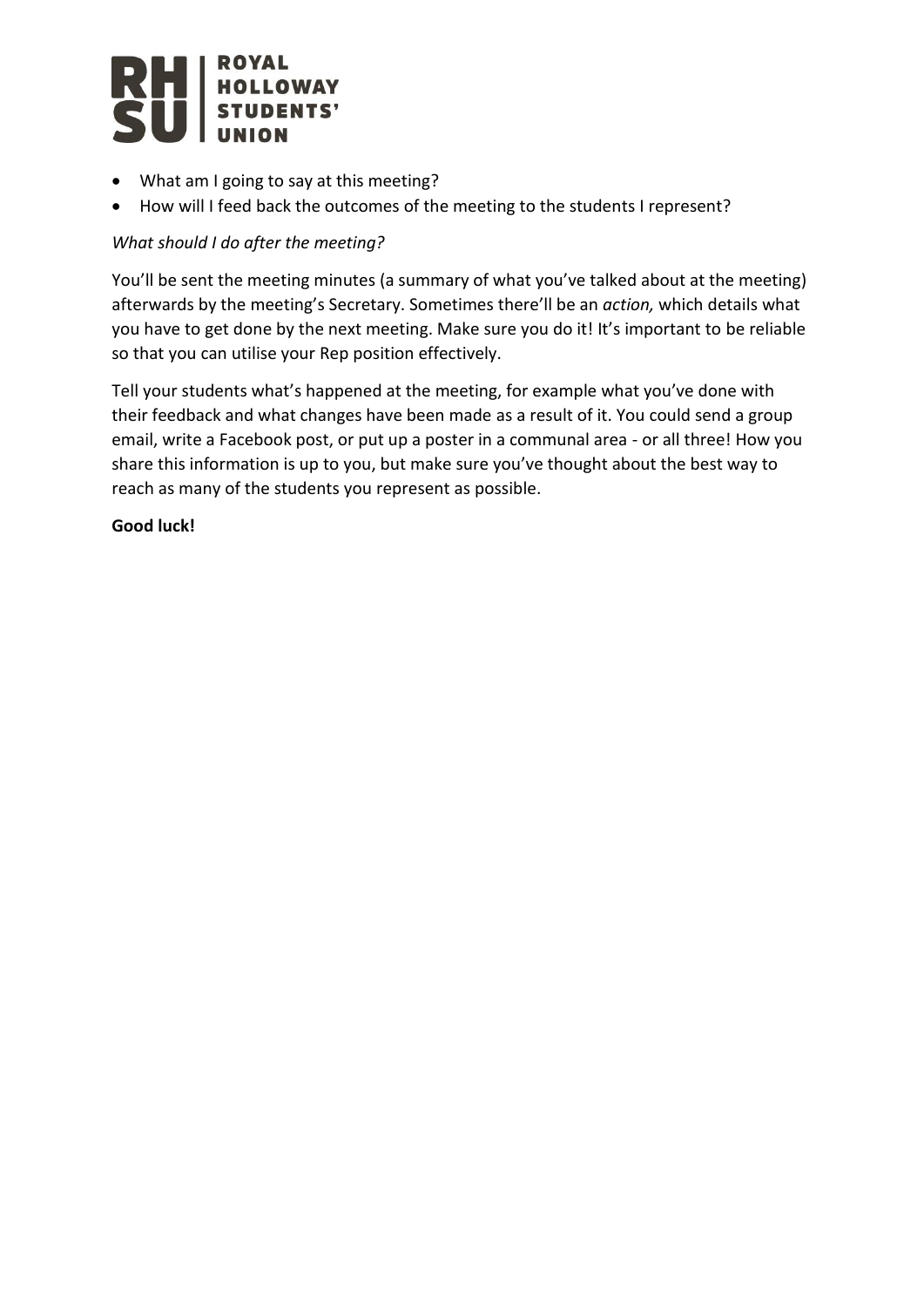- What am I going to say at this meeting?
- How will I feed back the outcomes of the meeting to the students I represent?

*What should I do after the meeting?*

You'll be sent the meeting minutes (a summary of what you've talked about at the meeting) afterwards by the meeting's Secretary. Sometimes there'll be an *action,* which details what you have to get done by the next meeting. Make sure you do it! It's important to be reliable so that you can utilise your Rep position effectively.

Tell your students what's happened at the meeting, for example what you've done with their feedback and what changes have been made as a result of it. You could send a group email, write a Facebook post, or put up a poster in a communal area - or all three! How you share this information is up to you, but make sure you've thought about the best way to reach as many of the students you represent as possible.

**Good luck!**